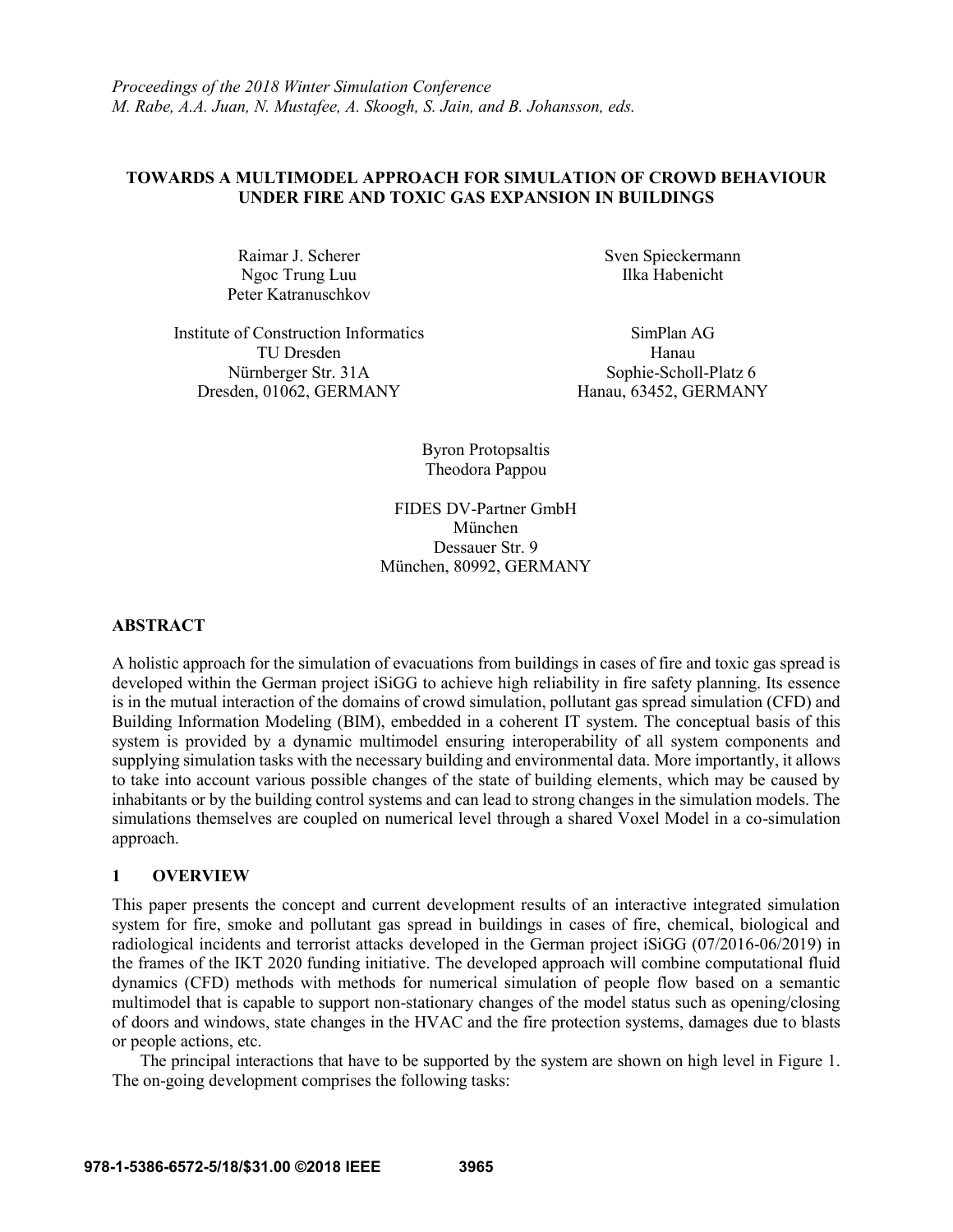*Proceedings of the 2018 Winter Simulation Conference*
*M. Rabe, A.A. Juan, N. Mustafee, A. Skoogh, S. Jain, and B. Johansson, eds.*

# TOWARDS A MULTIMODEL APPROACH FOR SIMULATION OF CROWD BEHAVIOUR UNDER FIRE AND TOXIC GAS EXPANSION IN BUILDINGS

Raimar J. Scherer
Ngoc Trung Luu
Peter Katranuschkov

Institute of Construction Informatics
TU Dresden
Nürnberger Str. 31A
Dresden, 01062, GERMANY

Sven Spieckermann
Ilka Habenicht

SimPlan AG
Hanau
Sophie-Scholl-Platz 6
Hanau, 63452, GERMANY

Byron Protopsaltis
Theodora Pappou

FIDES DV-Partner GmbH
München
Dessauer Str. 9
München, 80992, GERMANY

## ABSTRACT

A holistic approach for the simulation of evacuations from buildings in cases of fire and toxic gas spread is developed within the German project iSiGG to achieve high reliability in fire safety planning. Its essence is in the mutual interaction of the domains of crowd simulation, pollutant gas spread simulation (CFD) and Building Information Modeling (BIM), embedded in a coherent IT system. The conceptual basis of this system is provided by a dynamic multimodel ensuring interoperability of all system components and supplying simulation tasks with the necessary building and environmental data. More importantly, it allows to take into account various possible changes of the state of building elements, which may be caused by inhabitants or by the building control systems and can lead to strong changes in the simulation models. The simulations themselves are coupled on numerical level through a shared Voxel Model in a co-simulation approach.

## 1 OVERVIEW

This paper presents the concept and current development results of an interactive integrated simulation system for fire, smoke and pollutant gas spread in buildings in cases of fire, chemical, biological and radiological incidents and terrorist attacks developed in the German project iSiGG (07/2016-06/2019) in the frames of the IKT 2020 funding initiative. The developed approach will combine computational fluid dynamics (CFD) methods with methods for numerical simulation of people flow based on a semantic multimodel that is capable to support non-stationary changes of the model status such as opening/closing of doors and windows, state changes in the HVAC and the fire protection systems, damages due to blasts or people actions, etc.

The principal interactions that have to be supported by the system are shown on high level in Figure 1. The on-going development comprises the following tasks: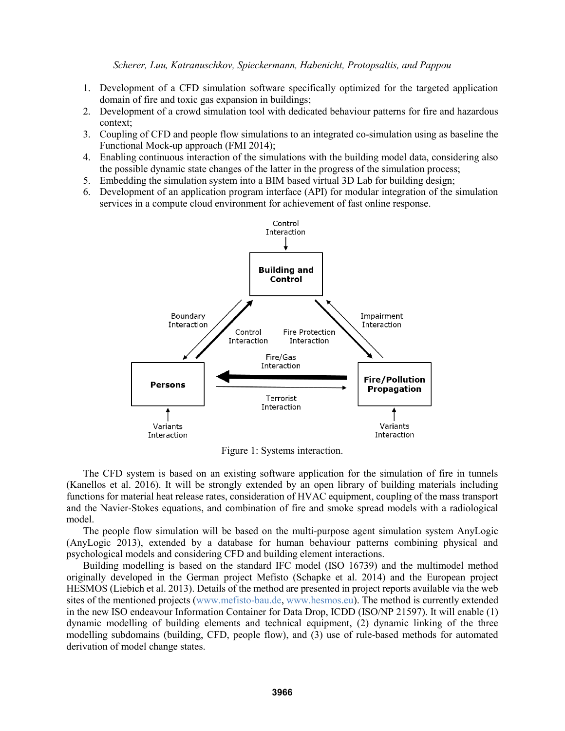1. Development of a CFD simulation software specifically optimized for the targeted application domain of fire and toxic gas expansion in buildings;
2. Development of a crowd simulation tool with dedicated behaviour patterns for fire and hazardous context;
3. Coupling of CFD and people flow simulations to an integrated co-simulation using as baseline the Functional Mock-up approach (FMI 2014);
4. Enabling continuous interaction of the simulations with the building model data, considering also the possible dynamic state changes of the latter in the progress of the simulation process;
5. Embedding the simulation system into a BIM based virtual 3D Lab for building design;
6. Development of an application program interface (API) for modular integration of the simulation services in a compute cloud environment for achievement of fast online response.

Figure 1: Systems interaction.

The CFD system is based on an existing software application for the simulation of fire in tunnels (Kanellos et al. 2016). It will be strongly extended by an open library of building materials including functions for material heat release rates, consideration of HVAC equipment, coupling of the mass transport and the Navier-Stokes equations, and combination of fire and smoke spread models with a radiological model.

The people flow simulation will be based on the multi-purpose agent simulation system AnyLogic (AnyLogic 2013), extended by a database for human behaviour patterns combining physical and psychological models and considering CFD and building element interactions.

Building modelling is based on the standard IFC model (ISO 16739) and the multimodel method originally developed in the German project Mefisto (Schapke et al. 2014) and the European project HESMOS (Liebich et al. 2013). Details of the method are presented in project reports available via the web sites of the mentioned projects (www.mefisto-bau.de, www.hesmos.eu). The method is currently extended in the new ISO endeavour Information Container for Data Drop, ICDD (ISO/NP 21597). It will enable (1) dynamic modelling of building elements and technical equipment, (2) dynamic linking of the three modelling subdomains (building, CFD, people flow), and (3) use of rule-based methods for automated derivation of model change states.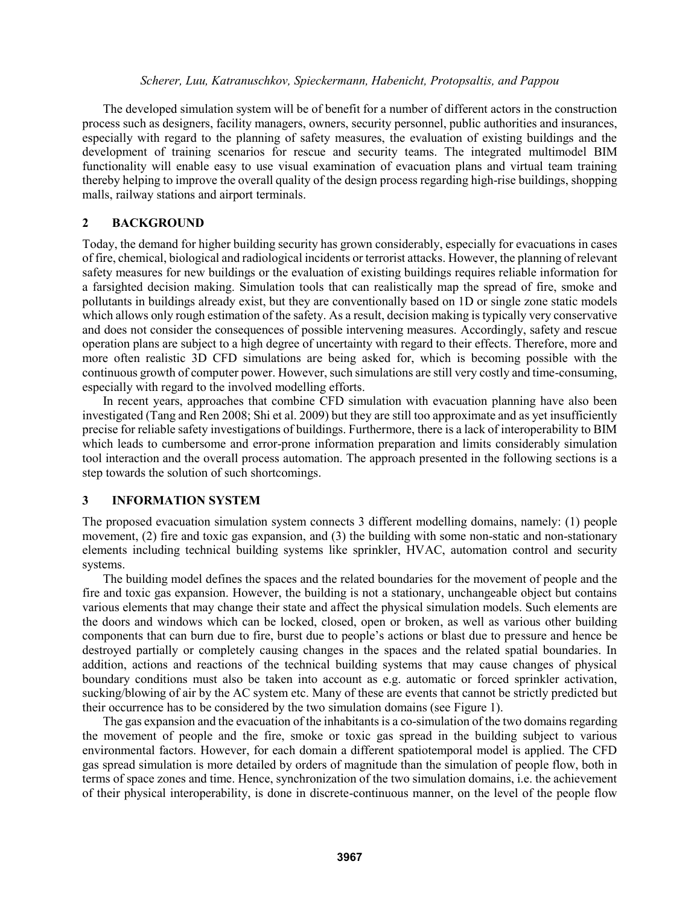The developed simulation system will be of benefit for a number of different actors in the construction process such as designers, facility managers, owners, security personnel, public authorities and insurances, especially with regard to the planning of safety measures, the evaluation of existing buildings and the development of training scenarios for rescue and security teams. The integrated multimodel BIM functionality will enable easy to use visual examination of evacuation plans and virtual team training thereby helping to improve the overall quality of the design process regarding high-rise buildings, shopping malls, railway stations and airport terminals.

## 2 BACKGROUND

Today, the demand for higher building security has grown considerably, especially for evacuations in cases of fire, chemical, biological and radiological incidents or terrorist attacks. However, the planning of relevant safety measures for new buildings or the evaluation of existing buildings requires reliable information for a farsighted decision making. Simulation tools that can realistically map the spread of fire, smoke and pollutants in buildings already exist, but they are conventionally based on 1D or single zone static models which allows only rough estimation of the safety. As a result, decision making is typically very conservative and does not consider the consequences of possible intervening measures. Accordingly, safety and rescue operation plans are subject to a high degree of uncertainty with regard to their effects. Therefore, more and more often realistic 3D CFD simulations are being asked for, which is becoming possible with the continuous growth of computer power. However, such simulations are still very costly and time-consuming, especially with regard to the involved modelling efforts.

In recent years, approaches that combine CFD simulation with evacuation planning have also been investigated (Tang and Ren 2008; Shi et al. 2009) but they are still too approximate and as yet insufficiently precise for reliable safety investigations of buildings. Furthermore, there is a lack of interoperability to BIM which leads to cumbersome and error-prone information preparation and limits considerably simulation tool interaction and the overall process automation. The approach presented in the following sections is a step towards the solution of such shortcomings.

## 3 INFORMATION SYSTEM

The proposed evacuation simulation system connects 3 different modelling domains, namely: (1) people movement, (2) fire and toxic gas expansion, and (3) the building with some non-static and non-stationary elements including technical building systems like sprinkler, HVAC, automation control and security systems.

The building model defines the spaces and the related boundaries for the movement of people and the fire and toxic gas expansion. However, the building is not a stationary, unchangeable object but contains various elements that may change their state and affect the physical simulation models. Such elements are the doors and windows which can be locked, closed, open or broken, as well as various other building components that can burn due to fire, burst due to people's actions or blast due to pressure and hence be destroyed partially or completely causing changes in the spaces and the related spatial boundaries. In addition, actions and reactions of the technical building systems that may cause changes of physical boundary conditions must also be taken into account as e.g. automatic or forced sprinkler activation, sucking/blowing of air by the AC system etc. Many of these are events that cannot be strictly predicted but their occurrence has to be considered by the two simulation domains (see Figure 1).

The gas expansion and the evacuation of the inhabitants is a co-simulation of the two domains regarding the movement of people and the fire, smoke or toxic gas spread in the building subject to various environmental factors. However, for each domain a different spatiotemporal model is applied. The CFD gas spread simulation is more detailed by orders of magnitude than the simulation of people flow, both in terms of space zones and time. Hence, synchronization of the two simulation domains, i.e. the achievement of their physical interoperability, is done in discrete-continuous manner, on the level of the people flow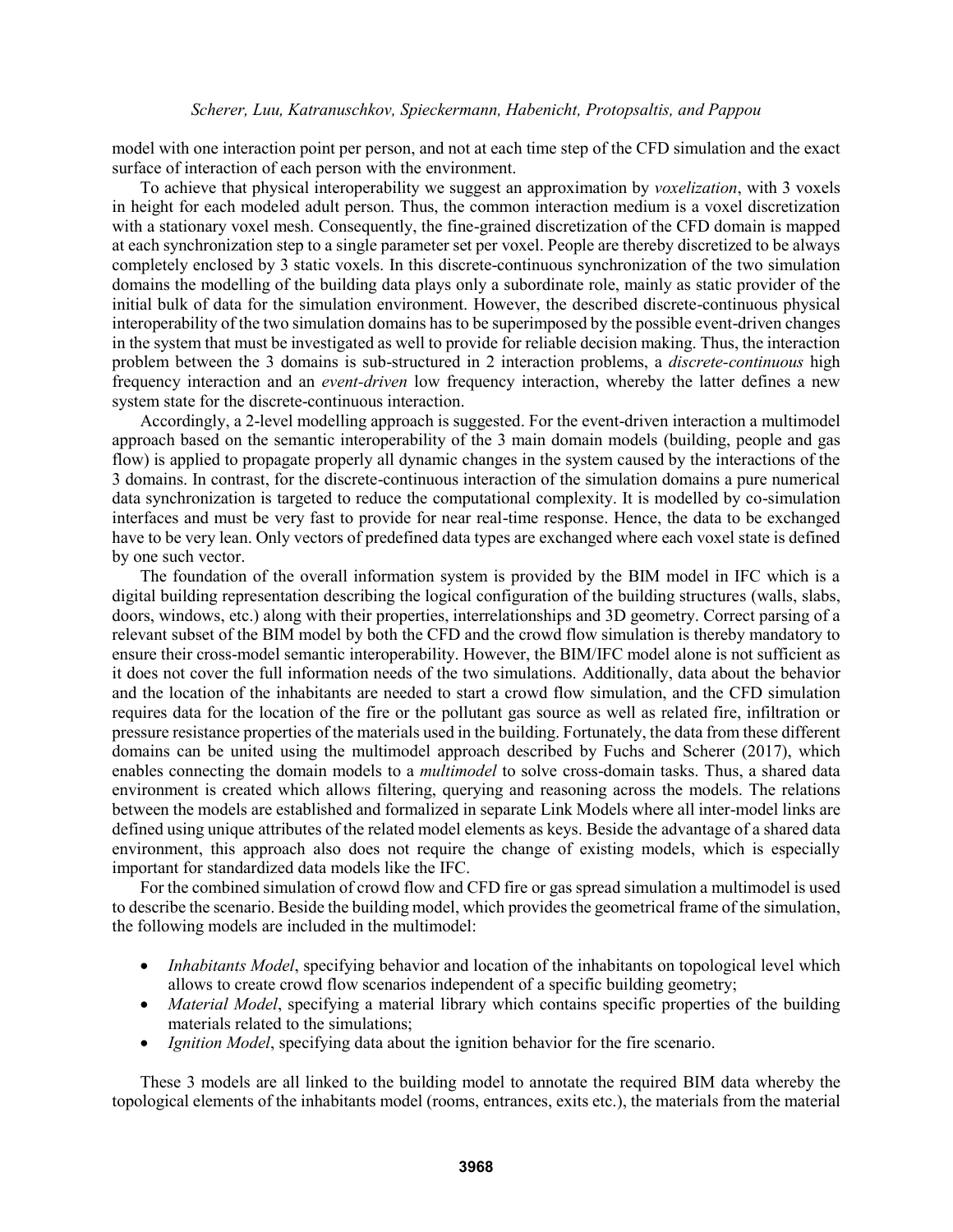model with one interaction point per person, and not at each time step of the CFD simulation and the exact surface of interaction of each person with the environment.

To achieve that physical interoperability we suggest an approximation by *voxelization*, with 3 voxels in height for each modeled adult person. Thus, the common interaction medium is a voxel discretization with a stationary voxel mesh. Consequently, the fine-grained discretization of the CFD domain is mapped at each synchronization step to a single parameter set per voxel. People are thereby discretized to be always completely enclosed by 3 static voxels. In this discrete-continuous synchronization of the two simulation domains the modelling of the building data plays only a subordinate role, mainly as static provider of the initial bulk of data for the simulation environment. However, the described discrete-continuous physical interoperability of the two simulation domains has to be superimposed by the possible event-driven changes in the system that must be investigated as well to provide for reliable decision making. Thus, the interaction problem between the 3 domains is sub-structured in 2 interaction problems, a *discrete-continuous* high frequency interaction and an *event-driven* low frequency interaction, whereby the latter defines a new system state for the discrete-continuous interaction.

Accordingly, a 2-level modelling approach is suggested. For the event-driven interaction a multimodel approach based on the semantic interoperability of the 3 main domain models (building, people and gas flow) is applied to propagate properly all dynamic changes in the system caused by the interactions of the 3 domains. In contrast, for the discrete-continuous interaction of the simulation domains a pure numerical data synchronization is targeted to reduce the computational complexity. It is modelled by co-simulation interfaces and must be very fast to provide for near real-time response. Hence, the data to be exchanged have to be very lean. Only vectors of predefined data types are exchanged where each voxel state is defined by one such vector.

The foundation of the overall information system is provided by the BIM model in IFC which is a digital building representation describing the logical configuration of the building structures (walls, slabs, doors, windows, etc.) along with their properties, interrelationships and 3D geometry. Correct parsing of a relevant subset of the BIM model by both the CFD and the crowd flow simulation is thereby mandatory to ensure their cross-model semantic interoperability. However, the BIM/IFC model alone is not sufficient as it does not cover the full information needs of the two simulations. Additionally, data about the behavior and the location of the inhabitants are needed to start a crowd flow simulation, and the CFD simulation requires data for the location of the fire or the pollutant gas source as well as related fire, infiltration or pressure resistance properties of the materials used in the building. Fortunately, the data from these different domains can be united using the multimodel approach described by Fuchs and Scherer (2017), which enables connecting the domain models to a *multimodel* to solve cross-domain tasks. Thus, a shared data environment is created which allows filtering, querying and reasoning across the models. The relations between the models are established and formalized in separate Link Models where all inter-model links are defined using unique attributes of the related model elements as keys. Beside the advantage of a shared data environment, this approach also does not require the change of existing models, which is especially important for standardized data models like the IFC.

For the combined simulation of crowd flow and CFD fire or gas spread simulation a multimodel is used to describe the scenario. Beside the building model, which provides the geometrical frame of the simulation, the following models are included in the multimodel:

- *Inhabitants Model*, specifying behavior and location of the inhabitants on topological level which allows to create crowd flow scenarios independent of a specific building geometry;
- *Material Model*, specifying a material library which contains specific properties of the building materials related to the simulations;
- *Ignition Model*, specifying data about the ignition behavior for the fire scenario.

These 3 models are all linked to the building model to annotate the required BIM data whereby the topological elements of the inhabitants model (rooms, entrances, exits etc.), the materials from the material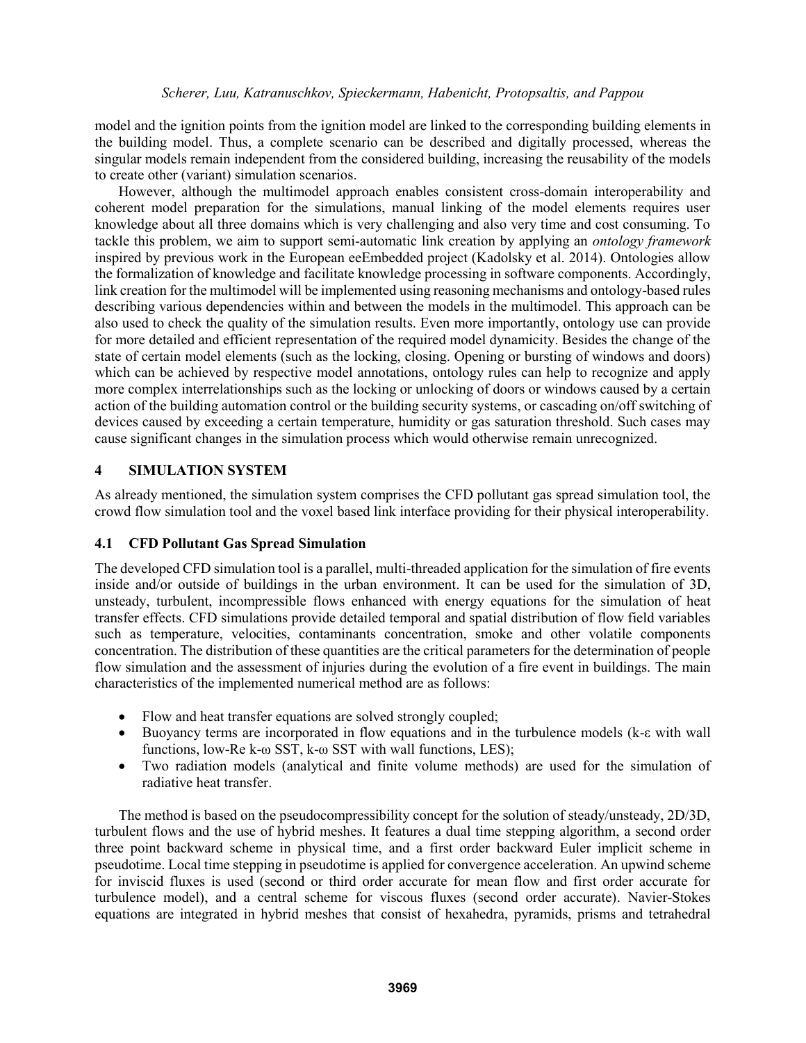model and the ignition points from the ignition model are linked to the corresponding building elements in the building model. Thus, a complete scenario can be described and digitally processed, whereas the singular models remain independent from the considered building, increasing the reusability of the models to create other (variant) simulation scenarios.

However, although the multimodel approach enables consistent cross-domain interoperability and coherent model preparation for the simulations, manual linking of the model elements requires user knowledge about all three domains which is very challenging and also very time and cost consuming. To tackle this problem, we aim to support semi-automatic link creation by applying an *ontology framework* inspired by previous work in the European eeEmbedded project (Kadolsky et al. 2014). Ontologies allow the formalization of knowledge and facilitate knowledge processing in software components. Accordingly, link creation for the multimodel will be implemented using reasoning mechanisms and ontology-based rules describing various dependencies within and between the models in the multimodel. This approach can be also used to check the quality of the simulation results. Even more importantly, ontology use can provide for more detailed and efficient representation of the required model dynamicity. Besides the change of the state of certain model elements (such as the locking, closing. Opening or bursting of windows and doors) which can be achieved by respective model annotations, ontology rules can help to recognize and apply more complex interrelationships such as the locking or unlocking of doors or windows caused by a certain action of the building automation control or the building security systems, or cascading on/off switching of devices caused by exceeding a certain temperature, humidity or gas saturation threshold. Such cases may cause significant changes in the simulation process which would otherwise remain unrecognized.

# 4 SIMULATION SYSTEM

As already mentioned, the simulation system comprises the CFD pollutant gas spread simulation tool, the crowd flow simulation tool and the voxel based link interface providing for their physical interoperability.

## 4.1 CFD Pollutant Gas Spread Simulation

The developed CFD simulation tool is a parallel, multi-threaded application for the simulation of fire events inside and/or outside of buildings in the urban environment. It can be used for the simulation of 3D, unsteady, turbulent, incompressible flows enhanced with energy equations for the simulation of heat transfer effects. CFD simulations provide detailed temporal and spatial distribution of flow field variables such as temperature, velocities, contaminants concentration, smoke and other volatile components concentration. The distribution of these quantities are the critical parameters for the determination of people flow simulation and the assessment of injuries during the evolution of a fire event in buildings. The main characteristics of the implemented numerical method are as follows:

- Flow and heat transfer equations are solved strongly coupled;
- Buoyancy terms are incorporated in flow equations and in the turbulence models ($k$-$\varepsilon$ with wall functions, low-Re $k$-$\omega$ SST, $k$-$\omega$ SST with wall functions, LES);
- Two radiation models (analytical and finite volume methods) are used for the simulation of radiative heat transfer.

The method is based on the pseudocompressibility concept for the solution of steady/unsteady, 2D/3D, turbulent flows and the use of hybrid meshes. It features a dual time stepping algorithm, a second order three point backward scheme in physical time, and a first order backward Euler implicit scheme in pseudotime. Local time stepping in pseudotime is applied for convergence acceleration. An upwind scheme for inviscid fluxes is used (second or third order accurate for mean flow and first order accurate for turbulence model), and a central scheme for viscous fluxes (second order accurate). Navier-Stokes equations are integrated in hybrid meshes that consist of hexahedra, pyramids, prisms and tetrahedral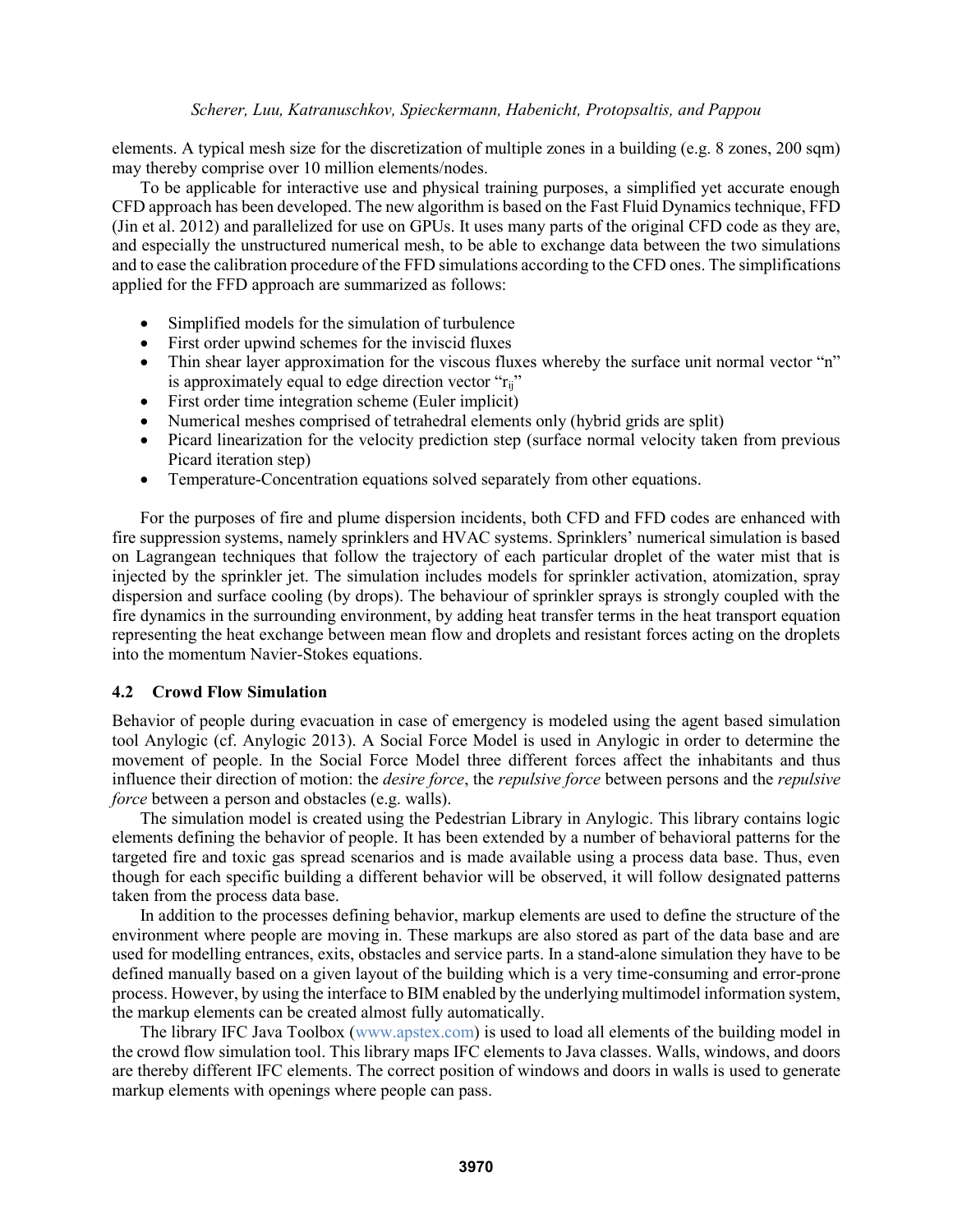elements. A typical mesh size for the discretization of multiple zones in a building (e.g. 8 zones, 200 sqm) may thereby comprise over 10 million elements/nodes.

To be applicable for interactive use and physical training purposes, a simplified yet accurate enough CFD approach has been developed. The new algorithm is based on the Fast Fluid Dynamics technique, FFD (Jin et al. 2012) and parallelized for use on GPUs. It uses many parts of the original CFD code as they are, and especially the unstructured numerical mesh, to be able to exchange data between the two simulations and to ease the calibration procedure of the FFD simulations according to the CFD ones. The simplifications applied for the FFD approach are summarized as follows:

- Simplified models for the simulation of turbulence
- First order upwind schemes for the inviscid fluxes
- Thin shear layer approximation for the viscous fluxes whereby the surface unit normal vector "n" is approximately equal to edge direction vector "$r_{ij}$"
- First order time integration scheme (Euler implicit)
- Numerical meshes comprised of tetrahedral elements only (hybrid grids are split)
- Picard linearization for the velocity prediction step (surface normal velocity taken from previous Picard iteration step)
- Temperature-Concentration equations solved separately from other equations.

For the purposes of fire and plume dispersion incidents, both CFD and FFD codes are enhanced with fire suppression systems, namely sprinklers and HVAC systems. Sprinklers' numerical simulation is based on Lagrangean techniques that follow the trajectory of each particular droplet of the water mist that is injected by the sprinkler jet. The simulation includes models for sprinkler activation, atomization, spray dispersion and surface cooling (by drops). The behaviour of sprinkler sprays is strongly coupled with the fire dynamics in the surrounding environment, by adding heat transfer terms in the heat transport equation representing the heat exchange between mean flow and droplets and resistant forces acting on the droplets into the momentum Navier-Stokes equations.

### 4.2 Crowd Flow Simulation

Behavior of people during evacuation in case of emergency is modeled using the agent based simulation tool Anylogic (cf. Anylogic 2013). A Social Force Model is used in Anylogic in order to determine the movement of people. In the Social Force Model three different forces affect the inhabitants and thus influence their direction of motion: the *desire force*, the *repulsive force* between persons and the *repulsive force* between a person and obstacles (e.g. walls).

The simulation model is created using the Pedestrian Library in Anylogic. This library contains logic elements defining the behavior of people. It has been extended by a number of behavioral patterns for the targeted fire and toxic gas spread scenarios and is made available using a process data base. Thus, even though for each specific building a different behavior will be observed, it will follow designated patterns taken from the process data base.

In addition to the processes defining behavior, markup elements are used to define the structure of the environment where people are moving in. These markups are also stored as part of the data base and are used for modelling entrances, exits, obstacles and service parts. In a stand-alone simulation they have to be defined manually based on a given layout of the building which is a very time-consuming and error-prone process. However, by using the interface to BIM enabled by the underlying multimodel information system, the markup elements can be created almost fully automatically.

The library IFC Java Toolbox (www.apstex.com) is used to load all elements of the building model in the crowd flow simulation tool. This library maps IFC elements to Java classes. Walls, windows, and doors are thereby different IFC elements. The correct position of windows and doors in walls is used to generate markup elements with openings where people can pass.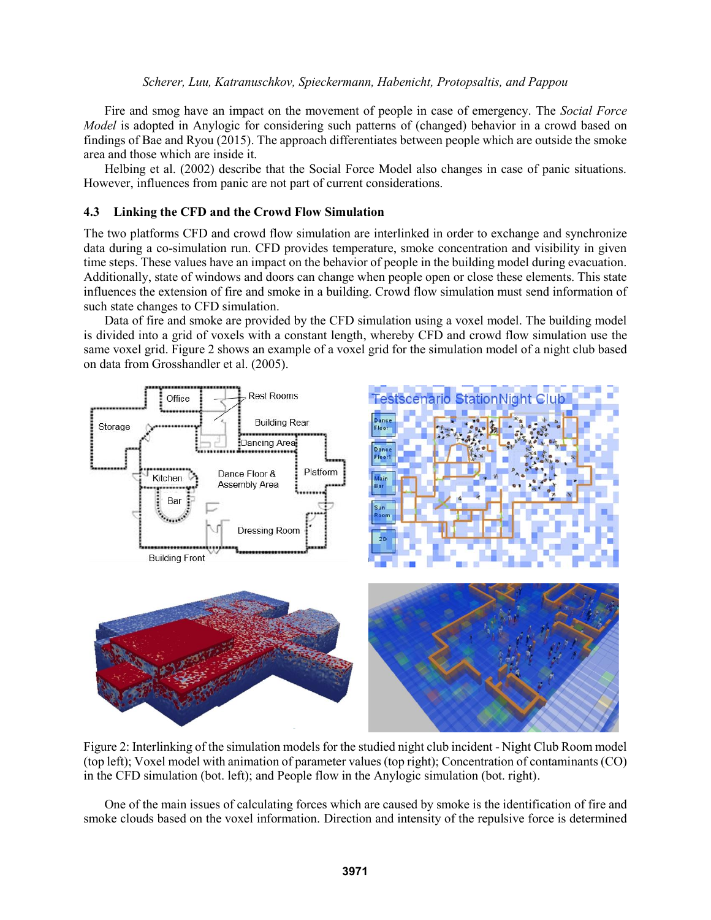Fire and smog have an impact on the movement of people in case of emergency. The *Social Force Model* is adopted in Anylogic for considering such patterns of (changed) behavior in a crowd based on findings of Bae and Ryou (2015). The approach differentiates between people which are outside the smoke area and those which are inside it.

Helbing et al. (2002) describe that the Social Force Model also changes in case of panic situations. However, influences from panic are not part of current considerations.

### 4.3 Linking the CFD and the Crowd Flow Simulation

The two platforms CFD and crowd flow simulation are interlinked in order to exchange and synchronize data during a co-simulation run. CFD provides temperature, smoke concentration and visibility in given time steps. These values have an impact on the behavior of people in the building model during evacuation. Additionally, state of windows and doors can change when people open or close these elements. This state influences the extension of fire and smoke in a building. Crowd flow simulation must send information of such state changes to CFD simulation.

Data of fire and smoke are provided by the CFD simulation using a voxel model. The building model is divided into a grid of voxels with a constant length, whereby CFD and crowd flow simulation use the same voxel grid. Figure 2 shows an example of a voxel grid for the simulation model of a night club based on data from Grosshandler et al. (2005).

Figure 2: Interlinking of the simulation models for the studied night club incident - Night Club Room model (top left); Voxel model with animation of parameter values (top right); Concentration of contaminants (CO) in the CFD simulation (bot. left); and People flow in the Anylogic simulation (bot. right).

One of the main issues of calculating forces which are caused by smoke is the identification of fire and smoke clouds based on the voxel information. Direction and intensity of the repulsive force is determined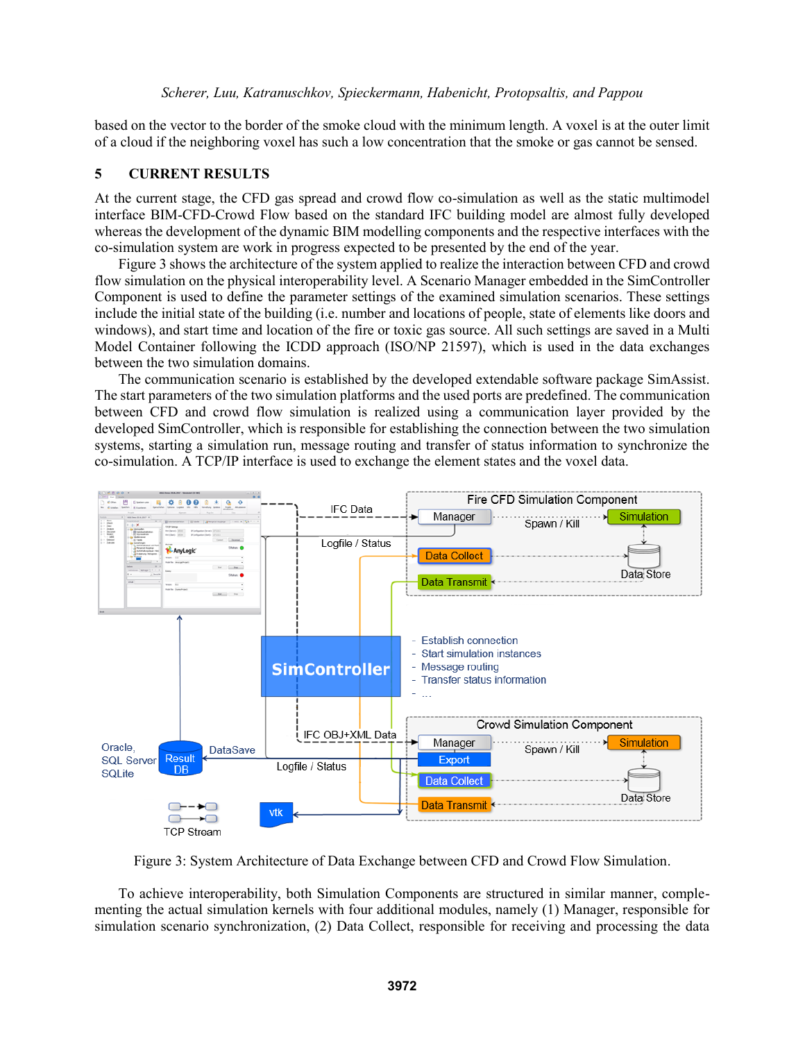based on the vector to the border of the smoke cloud with the minimum length. A voxel is at the outer limit of a cloud if the neighboring voxel has such a low concentration that the smoke or gas cannot be sensed.

## 5 CURRENT RESULTS

At the current stage, the CFD gas spread and crowd flow co-simulation as well as the static multimodel interface BIM-CFD-Crowd Flow based on the standard IFC building model are almost fully developed whereas the development of the dynamic BIM modelling components and the respective interfaces with the co-simulation system are work in progress expected to be presented by the end of the year.

Figure 3 shows the architecture of the system applied to realize the interaction between CFD and crowd flow simulation on the physical interoperability level. A Scenario Manager embedded in the SimController Component is used to define the parameter settings of the examined simulation scenarios. These settings include the initial state of the building (i.e. number and locations of people, state of elements like doors and windows), and start time and location of the fire or toxic gas source. All such settings are saved in a Multi Model Container following the ICDD approach (ISO/NP 21597), which is used in the data exchanges between the two simulation domains.

The communication scenario is established by the developed extendable software package SimAssist. The start parameters of the two simulation platforms and the used ports are predefined. The communication between CFD and crowd flow simulation is realized using a communication layer provided by the developed SimController, which is responsible for establishing the connection between the two simulation systems, starting a simulation run, message routing and transfer of status information to synchronize the co-simulation. A TCP/IP interface is used to exchange the element states and the voxel data.

Figure 3: System Architecture of Data Exchange between CFD and Crowd Flow Simulation.

To achieve interoperability, both Simulation Components are structured in similar manner, complementing the actual simulation kernels with four additional modules, namely (1) Manager, responsible for simulation scenario synchronization, (2) Data Collect, responsible for receiving and processing the data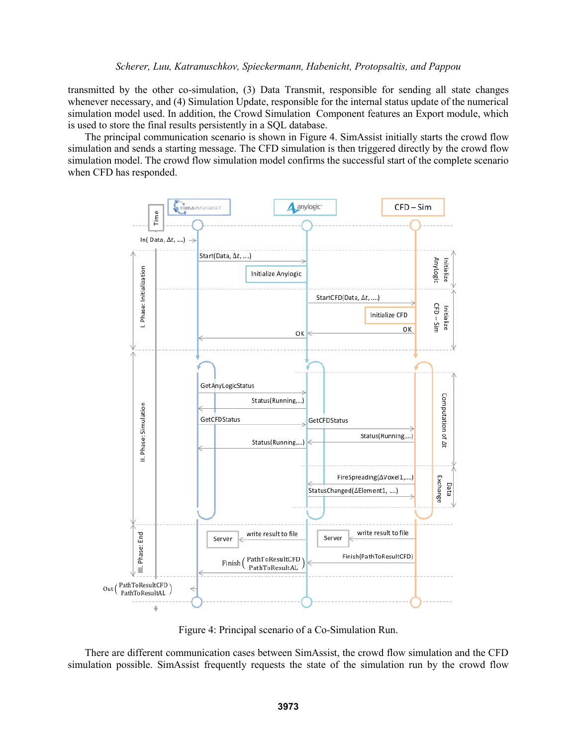transmitted by the other co-simulation, (3) Data Transmit, responsible for sending all state changes whenever necessary, and (4) Simulation Update, responsible for the internal status update of the numerical simulation model used. In addition, the Crowd Simulation Component features an Export module, which is used to store the final results persistently in a SQL database.

The principal communication scenario is shown in Figure 4. SimAssist initially starts the crowd flow simulation and sends a starting message. The CFD simulation is then triggered directly by the crowd flow simulation model. The crowd flow simulation model confirms the successful start of the complete scenario when CFD has responded.

Figure 4: Principal scenario of a Co-Simulation Run.

There are different communication cases between SimAssist, the crowd flow simulation and the CFD simulation possible. SimAssist frequently requests the state of the simulation run by the crowd flow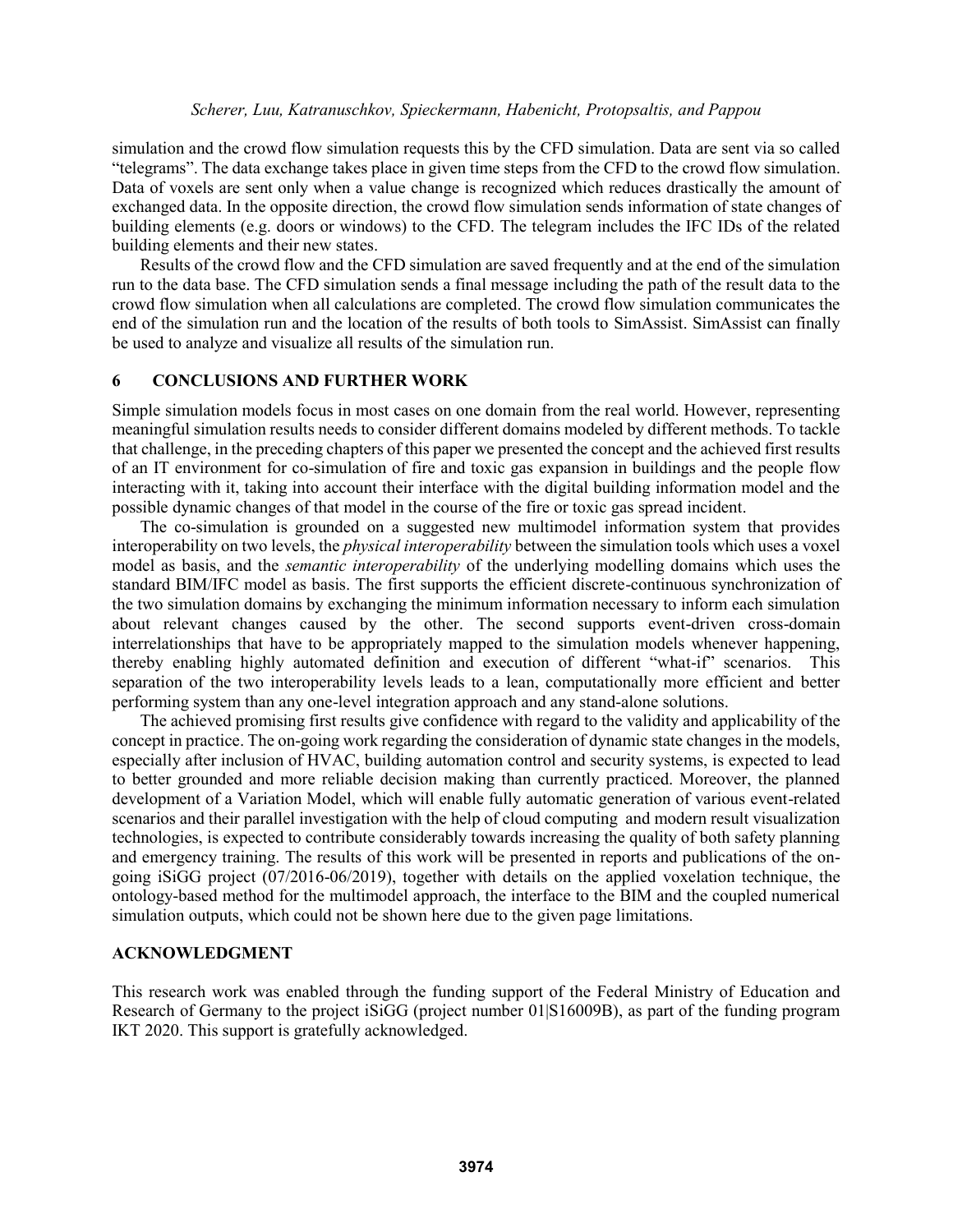simulation and the crowd flow simulation requests this by the CFD simulation. Data are sent via so called "telegrams". The data exchange takes place in given time steps from the CFD to the crowd flow simulation. Data of voxels are sent only when a value change is recognized which reduces drastically the amount of exchanged data. In the opposite direction, the crowd flow simulation sends information of state changes of building elements (e.g. doors or windows) to the CFD. The telegram includes the IFC IDs of the related building elements and their new states.

Results of the crowd flow and the CFD simulation are saved frequently and at the end of the simulation run to the data base. The CFD simulation sends a final message including the path of the result data to the crowd flow simulation when all calculations are completed. The crowd flow simulation communicates the end of the simulation run and the location of the results of both tools to SimAssist. SimAssist can finally be used to analyze and visualize all results of the simulation run.

## 6 CONCLUSIONS AND FURTHER WORK

Simple simulation models focus in most cases on one domain from the real world. However, representing meaningful simulation results needs to consider different domains modeled by different methods. To tackle that challenge, in the preceding chapters of this paper we presented the concept and the achieved first results of an IT environment for co-simulation of fire and toxic gas expansion in buildings and the people flow interacting with it, taking into account their interface with the digital building information model and the possible dynamic changes of that model in the course of the fire or toxic gas spread incident.

The co-simulation is grounded on a suggested new multimodel information system that provides interoperability on two levels, the *physical interoperability* between the simulation tools which uses a voxel model as basis, and the *semantic interoperability* of the underlying modelling domains which uses the standard BIM/IFC model as basis. The first supports the efficient discrete-continuous synchronization of the two simulation domains by exchanging the minimum information necessary to inform each simulation about relevant changes caused by the other. The second supports event-driven cross-domain interrelationships that have to be appropriately mapped to the simulation models whenever happening, thereby enabling highly automated definition and execution of different "what-if" scenarios. This separation of the two interoperability levels leads to a lean, computationally more efficient and better performing system than any one-level integration approach and any stand-alone solutions.

The achieved promising first results give confidence with regard to the validity and applicability of the concept in practice. The on-going work regarding the consideration of dynamic state changes in the models, especially after inclusion of HVAC, building automation control and security systems, is expected to lead to better grounded and more reliable decision making than currently practiced. Moreover, the planned development of a Variation Model, which will enable fully automatic generation of various event-related scenarios and their parallel investigation with the help of cloud computing and modern result visualization technologies, is expected to contribute considerably towards increasing the quality of both safety planning and emergency training. The results of this work will be presented in reports and publications of the on-going iSiGG project (07/2016-06/2019), together with details on the applied voxelation technique, the ontology-based method for the multimodel approach, the interface to the BIM and the coupled numerical simulation outputs, which could not be shown here due to the given page limitations.

## ACKNOWLEDGMENT

This research work was enabled through the funding support of the Federal Ministry of Education and Research of Germany to the project iSiGG (project number 01|S16009B), as part of the funding program IKT 2020. This support is gratefully acknowledged.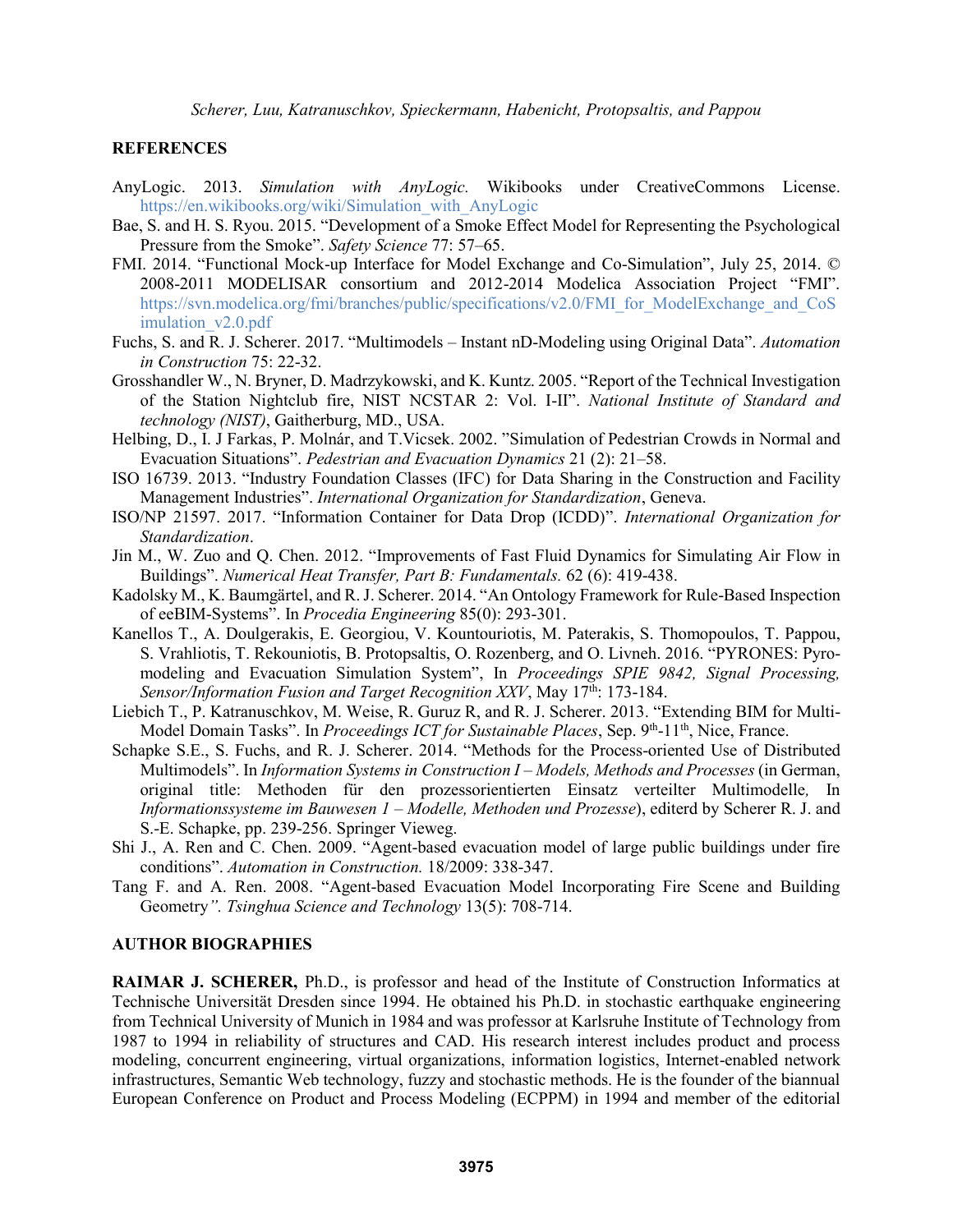## REFERENCES

AnyLogic. 2013. *Simulation with AnyLogic.* Wikibooks under CreativeCommons License. https://en.wikibooks.org/wiki/Simulation_with_AnyLogic

Bae, S. and H. S. Ryou. 2015. "Development of a Smoke Effect Model for Representing the Psychological Pressure from the Smoke". *Safety Science* 77: 57–65.

FMI. 2014. "Functional Mock-up Interface for Model Exchange and Co-Simulation", July 25, 2014. © 2008-2011 MODELISAR consortium and 2012-2014 Modelica Association Project "FMI". https://svn.modelica.org/fmi/branches/public/specifications/v2.0/FMI_for_ModelExchange_and_CoSimulation_v2.0.pdf

Fuchs, S. and R. J. Scherer. 2017. "Multimodels – Instant nD-Modeling using Original Data". *Automation in Construction* 75: 22-32.

Grosshandler W., N. Bryner, D. Madrzykowski, and K. Kuntz. 2005. "Report of the Technical Investigation of the Station Nightclub fire, NIST NCSTAR 2: Vol. I-II". *National Institute of Standard and technology (NIST)*, Gaitherburg, MD., USA.

Helbing, D., I. J Farkas, P. Molnár, and T.Vicsek. 2002. "Simulation of Pedestrian Crowds in Normal and Evacuation Situations". *Pedestrian and Evacuation Dynamics* 21 (2): 21–58.

ISO 16739. 2013. "Industry Foundation Classes (IFC) for Data Sharing in the Construction and Facility Management Industries". *International Organization for Standardization*, Geneva.

ISO/NP 21597. 2017. "Information Container for Data Drop (ICDD)". *International Organization for Standardization*.

Jin M., W. Zuo and Q. Chen. 2012. "Improvements of Fast Fluid Dynamics for Simulating Air Flow in Buildings". *Numerical Heat Transfer, Part B: Fundamentals.* 62 (6): 419-438.

Kadolsky M., K. Baumgärtel, and R. J. Scherer. 2014. "An Ontology Framework for Rule-Based Inspection of eeBIM-Systems". In *Procedia Engineering* 85(0): 293-301.

Kanellos T., A. Doulgerakis, E. Georgiou, V. Kountouriotis, M. Paterakis, S. Thomopoulos, T. Pappou, S. Vrahliotis, T. Rekouniotis, B. Protopsaltis, O. Rozenberg, and O. Livneh. 2016. "PYRONES: Pyro-modeling and Evacuation Simulation System", In *Proceedings SPIE 9842, Signal Processing, Sensor/Information Fusion and Target Recognition XXV*, May 17th: 173-184.

Liebich T., P. Katranuschkov, M. Weise, R. Guruz R, and R. J. Scherer. 2013. "Extending BIM for Multi-Model Domain Tasks". In *Proceedings ICT for Sustainable Places*, Sep. 9th-11th, Nice, France.

Schapke S.E., S. Fuchs, and R. J. Scherer. 2014. "Methods for the Process-oriented Use of Distributed Multimodels". In *Information Systems in Construction I – Models, Methods and Processes* (in German, original title: Methoden für den prozessorientierten Einsatz verteilter Multimodelle*,* In *Informationssysteme im Bauwesen 1 – Modelle, Methoden und Prozesse*), editerd by Scherer R. J. and S.-E. Schapke, pp. 239-256. Springer Vieweg.

Shi J., A. Ren and C. Chen. 2009. "Agent-based evacuation model of large public buildings under fire conditions". *Automation in Construction.* 18/2009: 338-347.

Tang F. and A. Ren. 2008. "Agent-based Evacuation Model Incorporating Fire Scene and Building Geometry*". Tsinghua Science and Technology* 13(5): 708-714.

## AUTHOR BIOGRAPHIES

**RAIMAR J. SCHERER,** Ph.D., is professor and head of the Institute of Construction Informatics at Technische Universität Dresden since 1994. He obtained his Ph.D. in stochastic earthquake engineering from Technical University of Munich in 1984 and was professor at Karlsruhe Institute of Technology from 1987 to 1994 in reliability of structures and CAD. His research interest includes product and process modeling, concurrent engineering, virtual organizations, information logistics, Internet-enabled network infrastructures, Semantic Web technology, fuzzy and stochastic methods. He is the founder of the biannual European Conference on Product and Process Modeling (ECPPM) in 1994 and member of the editorial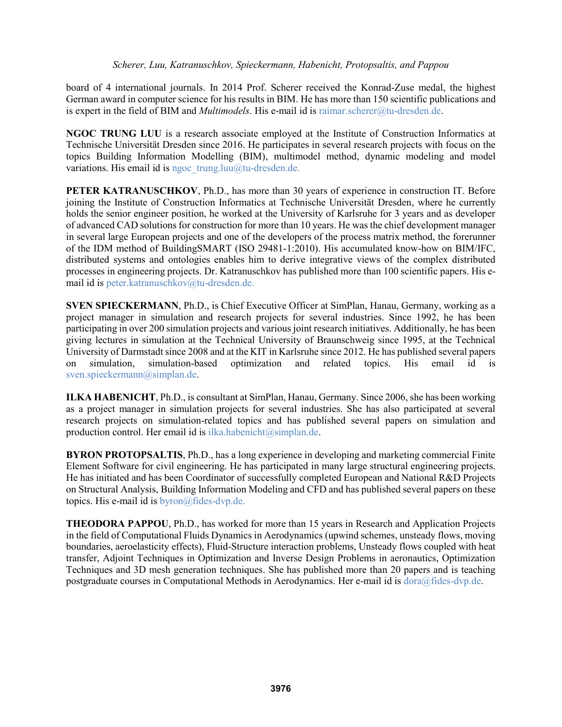board of 4 international journals. In 2014 Prof. Scherer received the Konrad-Zuse medal, the highest German award in computer science for his results in BIM. He has more than 150 scientific publications and is expert in the field of BIM and *Multimodels*. His e-mail id is raimar.scherer@tu-dresden.de.

**NGOC TRUNG LUU** is a research associate employed at the Institute of Construction Informatics at Technische Universität Dresden since 2016. He participates in several research projects with focus on the topics Building Information Modelling (BIM), multimodel method, dynamic modeling and model variations. His email id is ngoc_trung.luu@tu-dresden.de.

**PETER KATRANUSCHKOV**, Ph.D., has more than 30 years of experience in construction IT. Before joining the Institute of Construction Informatics at Technische Universität Dresden, where he currently holds the senior engineer position, he worked at the University of Karlsruhe for 3 years and as developer of advanced CAD solutions for construction for more than 10 years. He was the chief development manager in several large European projects and one of the developers of the process matrix method, the forerunner of the IDM method of BuildingSMART (ISO 29481-1:2010). His accumulated know-how on BIM/IFC, distributed systems and ontologies enables him to derive integrative views of the complex distributed processes in engineering projects. Dr. Katranuschkov has published more than 100 scientific papers. His e-mail id is peter.katranuschkov@tu-dresden.de.

**SVEN SPIECKERMANN**, Ph.D., is Chief Executive Officer at SimPlan, Hanau, Germany, working as a project manager in simulation and research projects for several industries. Since 1992, he has been participating in over 200 simulation projects and various joint research initiatives. Additionally, he has been giving lectures in simulation at the Technical University of Braunschweig since 1995, at the Technical University of Darmstadt since 2008 and at the KIT in Karlsruhe since 2012. He has published several papers on simulation, simulation-based optimization and related topics. His email id is sven.spieckermann@simplan.de.

**ILKA HABENICHT**, Ph.D., is consultant at SimPlan, Hanau, Germany. Since 2006, she has been working as a project manager in simulation projects for several industries. She has also participated at several research projects on simulation-related topics and has published several papers on simulation and production control. Her email id is ilka.habenicht@simplan.de.

**BYRON PROTOPSALTIS**, Ph.D., has a long experience in developing and marketing commercial Finite Element Software for civil engineering. He has participated in many large structural engineering projects. He has initiated and has been Coordinator of successfully completed European and National R&D Projects on Structural Analysis, Building Information Modeling and CFD and has published several papers on these topics. His e-mail id is byron@fides-dvp.de.

**THEODORA PAPPOU**, Ph.D., has worked for more than 15 years in Research and Application Projects in the field of Computational Fluids Dynamics in Aerodynamics (upwind schemes, unsteady flows, moving boundaries, aeroelasticity effects), Fluid-Structure interaction problems, Unsteady flows coupled with heat transfer, Adjoint Techniques in Optimization and Inverse Design Problems in aeronautics, Optimization Techniques and 3D mesh generation techniques. She has published more than 20 papers and is teaching postgraduate courses in Computational Methods in Aerodynamics. Her e-mail id is dora@fides-dvp.de.